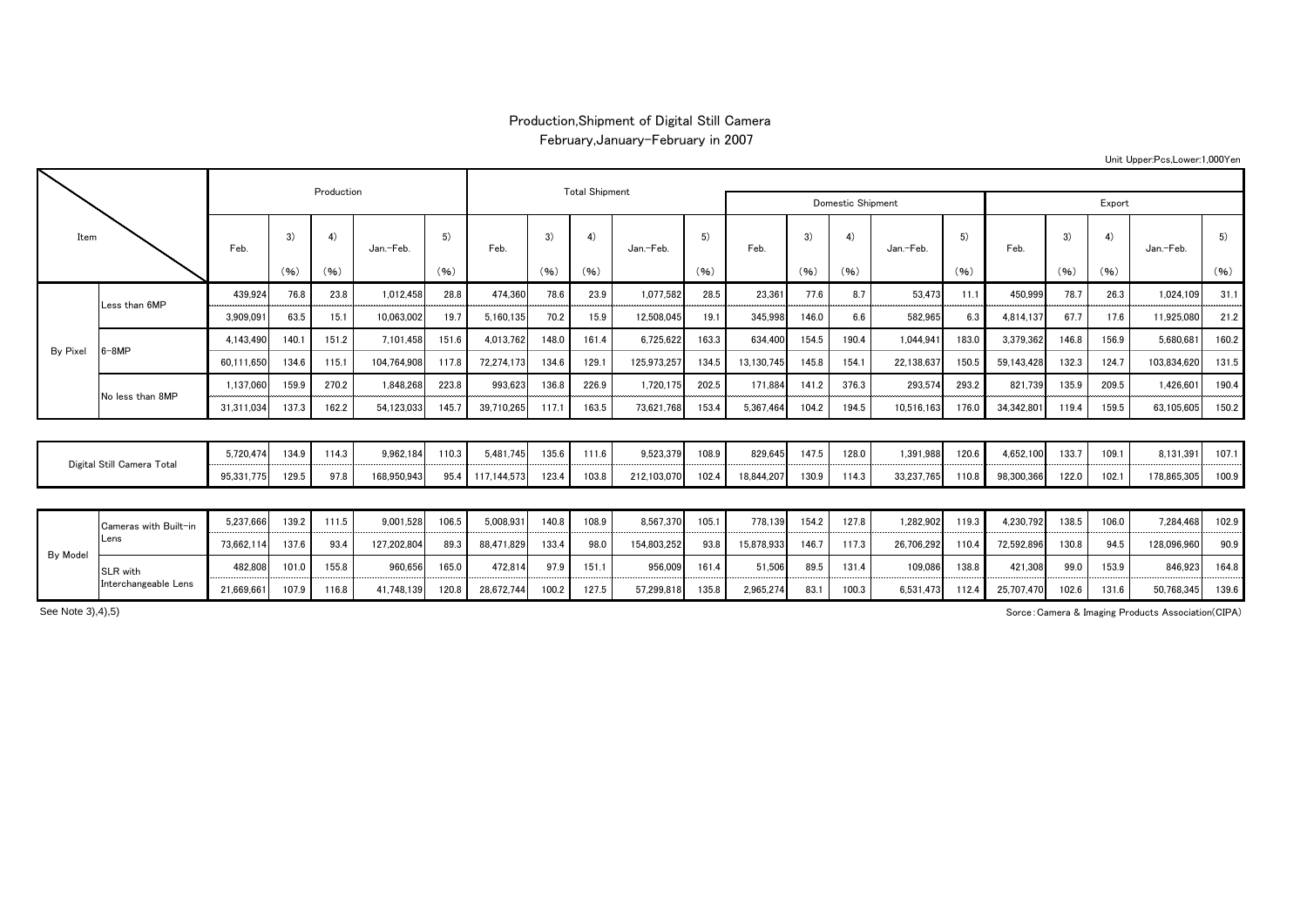# Production,Shipment of Digital Still Camera

## February,January-February in 2007

Unit Upper:Pcs,Lower:1,000Yen

| Item | | Production | | | | | Total Shipment | | | | | Domestic Shipment | | | | | Export | | | | |
|---|---|---|---|---|---|---|---|---|---|---|---|---|---|---|---|---|---|---|---|---|---|
| | | Feb. | 3) (%) | 4) (%) | Jan.-Feb. | 5) (%) | Feb. | 3) (%) | 4) (%) | Jan.-Feb. | 5) (%) | Feb. | 3) (%) | 4) (%) | Jan.-Feb. | 5) (%) | Feb. | 3) (%) | 4) (%) | Jan.-Feb. | 5) (%) |
| By Pixel | Less than 6MP | 439,924 | 76.8 | 23.8 | 1,012,458 | 28.8 | 474,360 | 78.6 | 23.9 | 1,077,582 | 28.5 | 23,361 | 77.6 | 8.7 | 53,473 | 11.1 | 450,999 | 78.7 | 26.3 | 1,024,109 | 31.1 |
| | | 3,909,091 | 63.5 | 15.1 | 10,063,002 | 19.7 | 5,160,135 | 70.2 | 15.9 | 12,508,045 | 19.1 | 345,998 | 146.0 | 6.6 | 582,965 | 6.3 | 4,814,137 | 67.7 | 17.6 | 11,925,080 | 21.2 |
| | 6-8MP | 4,143,490 | 140.1 | 151.2 | 7,101,458 | 151.6 | 4,013,762 | 148.0 | 161.4 | 6,725,622 | 163.3 | 634,400 | 154.5 | 190.4 | 1,044,941 | 183.0 | 3,379,362 | 146.8 | 156.9 | 5,680,681 | 160.2 |
| | | 60,111,650 | 134.6 | 115.1 | 104,764,908 | 117.8 | 72,274,173 | 134.6 | 129.1 | 125,973,257 | 134.5 | 13,130,745 | 145.8 | 154.1 | 22,138,637 | 150.5 | 59,143,428 | 132.3 | 124.7 | 103,834,620 | 131.5 |
| | No less than 8MP | 1,137,060 | 159.9 | 270.2 | 1,848,268 | 223.8 | 993,623 | 136.8 | 226.9 | 1,720,175 | 202.5 | 171,884 | 141.2 | 376.3 | 293,574 | 293.2 | 821,739 | 135.9 | 209.5 | 1,426,601 | 190.4 |
| | | 31,311,034 | 137.3 | 162.2 | 54,123,033 | 145.7 | 39,710,265 | 117.1 | 163.5 | 73,621,768 | 153.4 | 5,367,464 | 104.2 | 194.5 | 10,516,163 | 176.0 | 34,342,801 | 119.4 | 159.5 | 63,105,605 | 150.2 |
| Digital Still Camera Total | | 5,720,474 | 134.9 | 114.3 | 9,962,184 | 110.3 | 5,481,745 | 135.6 | 111.6 | 9,523,379 | 108.9 | 829,645 | 147.5 | 128.0 | 1,391,988 | 120.6 | 4,652,100 | 133.7 | 109.1 | 8,131,391 | 107.1 |
| | | 95,331,775 | 129.5 | 97.8 | 168,950,943 | 95.4 | 117,144,573 | 123.4 | 103.8 | 212,103,070 | 102.4 | 18,844,207 | 130.9 | 114.3 | 33,237,765 | 110.8 | 98,300,366 | 122.0 | 102.1 | 178,865,305 | 100.9 |
| By Model | Cameras with Built-in Lens | 5,237,666 | 139.2 | 111.5 | 9,001,528 | 106.5 | 5,008,931 | 140.8 | 108.9 | 8,567,370 | 105.1 | 778,139 | 154.2 | 127.8 | 1,282,902 | 119.3 | 4,230,792 | 138.5 | 106.0 | 7,284,468 | 102.9 |
| | | 73,662,114 | 137.6 | 93.4 | 127,202,804 | 89.3 | 88,471,829 | 133.4 | 98.0 | 154,803,252 | 93.8 | 15,878,933 | 146.7 | 117.3 | 26,706,292 | 110.4 | 72,592,896 | 130.8 | 94.5 | 128,096,960 | 90.9 |
| | SLR with Interchangeable Lens | 482,808 | 101.0 | 155.8 | 960,656 | 165.0 | 472,814 | 97.9 | 151.1 | 956,009 | 161.4 | 51,506 | 89.5 | 131.4 | 109,086 | 138.8 | 421,308 | 99.0 | 153.9 | 846,923 | 164.8 |
| | | 21,669,661 | 107.9 | 116.8 | 41,748,139 | 120.8 | 28,672,744 | 100.2 | 127.5 | 57,299,818 | 135.8 | 2,965,274 | 83.1 | 100.3 | 6,531,473 | 112.4 | 25,707,470 | 102.6 | 131.6 | 50,768,345 | 139.6 |

See Note 3),4),5)

Sorce:Camera & Imaging Products Association(CIPA)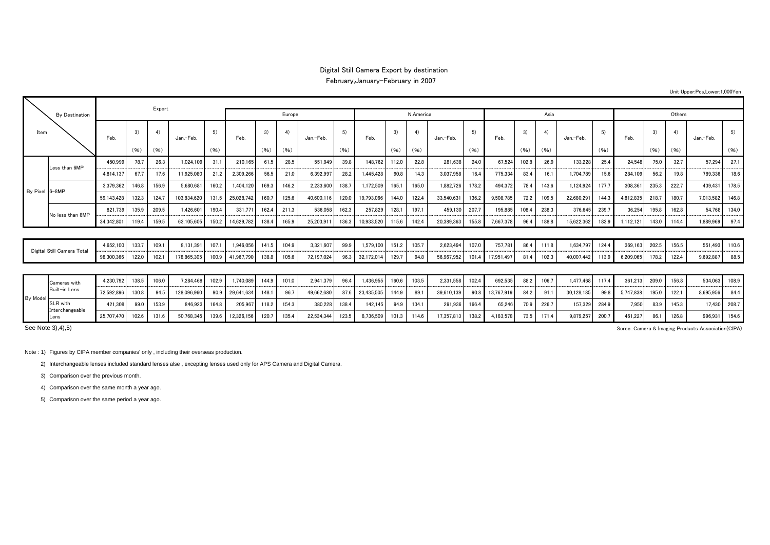Digital Still Camera Export by destination

February,January-February in 2007

Unit Upper:Pcs,Lower:1,000Yen

| Item | | Export | | | | | Europe | | | | | N.America | | | | | Asia | | | | | Others | | | | |
|---|---|---|---|---|---|---|---|---|---|---|---|---|---|---|---|---|---|---|---|---|---|---|---|---|---|---|
| | | Feb. | 3) (%) | 4) (%) | Jan.-Feb. | 5) (%) | Feb. | 3) (%) | 4) (%) | Jan.-Feb. | 5) (%) | Feb. | 3) (%) | 4) (%) | Jan.-Feb. | 5) (%) | Feb. | 3) (%) | 4) (%) | Jan.-Feb. | 5) (%) | Feb. | 3) (%) | 4) (%) | Jan.-Feb. | 5) (%) |
| By Pixel | Less than 6MP | 450,999 | 78.7 | 26.3 | 1,024,109 | 31.1 | 210,165 | 61.5 | 28.5 | 551,949 | 39.8 | 148,762 | 112.0 | 22.8 | 281,638 | 24.0 | 67,524 | 102.8 | 26.9 | 133,228 | 25.4 | 24,548 | 75.0 | 32.7 | 57,294 | 27.1 |
| | | 4,814,137 | 67.7 | 17.6 | 11,925,080 | 21.2 | 2,309,266 | 56.5 | 21.0 | 6,392,997 | 28.2 | 1,445,428 | 90.8 | 14.3 | 3,037,958 | 16.4 | 775,334 | 83.4 | 16.1 | 1,704,789 | 15.6 | 284,109 | 56.2 | 19.8 | 789,336 | 18.6 |
| | 6-8MP | 3,379,362 | 146.8 | 156.9 | 5,680,681 | 160.2 | 1,404,120 | 169.3 | 146.2 | 2,233,600 | 138.7 | 1,172,509 | 165.1 | 165.0 | 1,882,726 | 178.2 | 494,372 | 78.4 | 143.6 | 1,124,924 | 177.7 | 308,361 | 235.3 | 222.7 | 439,431 | 178.5 |
| | | 59,143,428 | 132.3 | 124.7 | 103,834,620 | 131.5 | 25,028,742 | 160.7 | 125.6 | 40,600,116 | 120.0 | 19,793,066 | 144.0 | 122.4 | 33,540,631 | 136.2 | 9,508,785 | 72.2 | 109.5 | 22,680,291 | 144.3 | 4,812,835 | 218.7 | 180.7 | 7,013,582 | 146.8 |
| | No less than 8MP | 821,739 | 135.9 | 209.5 | 1,426,601 | 190.4 | 331,771 | 162.4 | 211.3 | 536,058 | 162.3 | 257,829 | 128.1 | 197.1 | 459,130 | 207.7 | 195,885 | 108.4 | 238.3 | 376,645 | 239.7 | 36,254 | 195.8 | 162.8 | 54,768 | 134.0 |
| | | 34,342,801 | 119.4 | 159.5 | 63,105,605 | 150.2 | 14,629,782 | 138.4 | 165.9 | 25,203,911 | 136.3 | 10,933,520 | 115.6 | 142.4 | 20,389,363 | 155.8 | 7,667,378 | 96.4 | 188.8 | 15,622,362 | 183.9 | 1,112,121 | 143.0 | 114.4 | 1,889,969 | 97.4 |
| Digital Still Camera Total | | 4,652,100 | 133.7 | 109.1 | 8,131,391 | 107.1 | 1,946,056 | 141.5 | 104.9 | 3,321,607 | 99.9 | 1,579,100 | 151.2 | 105.7 | 2,623,494 | 107.0 | 757,781 | 86.4 | 111.8 | 1,634,797 | 124.4 | 369,163 | 202.5 | 156.5 | 551,493 | 110.6 |
| | | 98,300,366 | 122.0 | 102.1 | 178,865,305 | 100.9 | 41,967,790 | 138.8 | 105.6 | 72,197,024 | 96.3 | 32,172,014 | 129.7 | 94.8 | 56,967,952 | 101.4 | 17,951,497 | 81.4 | 102.3 | 40,007,442 | 113.9 | 6,209,065 | 178.2 | 122.4 | 9,692,887 | 88.5 |
| By Model | Cameras with Built-in Lens | 4,230,792 | 138.5 | 106.0 | 7,284,468 | 102.9 | 1,740,089 | 144.9 | 101.0 | 2,941,379 | 96.4 | 1,436,955 | 160.6 | 103.5 | 2,331,558 | 102.4 | 692,535 | 88.2 | 106.7 | 1,477,468 | 117.4 | 361,213 | 209.0 | 156.8 | 534,063 | 108.9 |
| | | 72,592,896 | 130.8 | 94.5 | 128,096,960 | 90.9 | 29,641,634 | 148.1 | 96.7 | 49,662,680 | 87.6 | 23,435,505 | 144.9 | 89.1 | 39,610,139 | 90.8 | 13,767,919 | 84.2 | 91.1 | 30,128,185 | 99.8 | 5,747,838 | 195.0 | 122.1 | 8,695,956 | 84.4 |
| | SLR with Interchangeable Lens | 421,308 | 99.0 | 153.9 | 846,923 | 164.8 | 205,967 | 118.2 | 154.3 | 380,228 | 138.4 | 142,145 | 94.9 | 134.1 | 291,936 | 166.4 | 65,246 | 70.9 | 226.7 | 157,329 | 284.9 | 7,950 | 83.9 | 145.3 | 17,430 | 208.7 |
| | | 25,707,470 | 102.6 | 131.6 | 50,768,345 | 139.6 | 12,326,156 | 120.7 | 135.4 | 22,534,344 | 123.5 | 8,736,509 | 101.3 | 114.6 | 17,357,813 | 138.2 | 4,183,578 | 73.5 | 171.4 | 9,879,257 | 200.7 | 461,227 | 86.1 | 126.8 | 996,931 | 154.6 |

See Note 3),4),5)

Sorce:Camera & Imaging Products Association(CIPA)

Note : 1) Figures by CIPA member companies' only , including their overseas production.

2) Interchangeable lenses included standard lenses alse , excepting lenses used only for APS Camera and Digital Camera.

3) Comparison over the previous month.

4) Comparison over the same month a year ago.

5) Comparison over the same period a year ago.